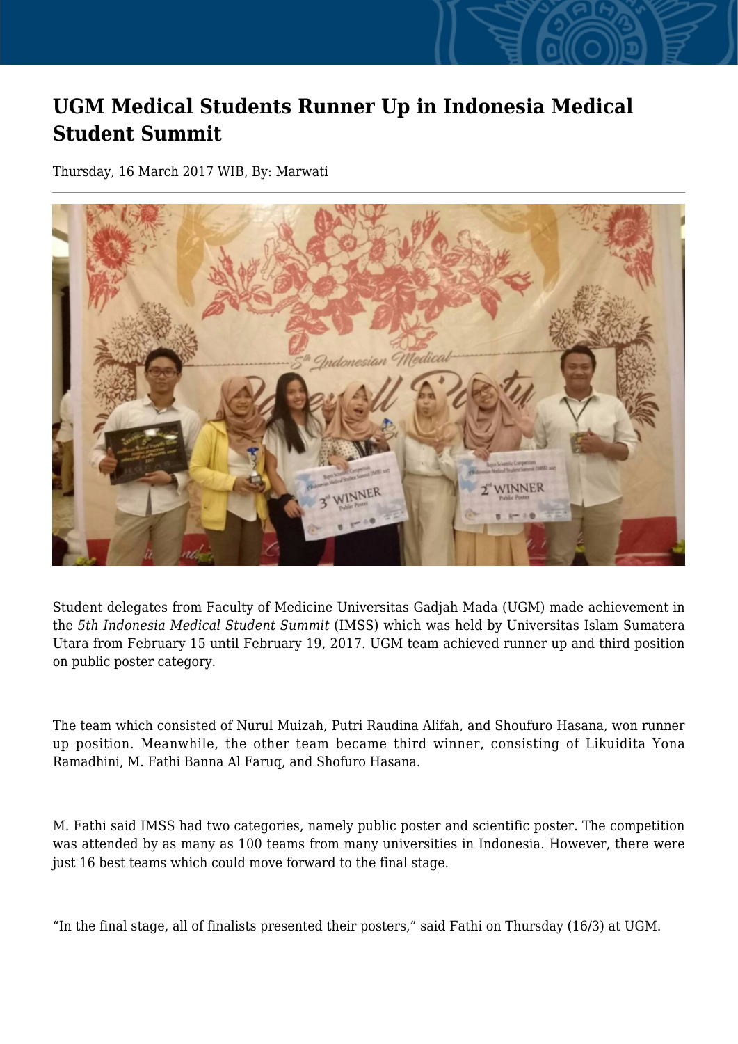# UGM Medical Students Runner Up in Indonesia Medical Student Summit

Thursday, 16 March 2017 WIB, By: Marwati

Student delegates from Faculty of Medicine Universitas Gadjah Mada (UGM) made achievement in the *5th Indonesia Medical Student Summit* (IMSS) which was held by Universitas Islam Sumatera Utara from February 15 until February 19, 2017. UGM team achieved runner up and third position on public poster category.

The team which consisted of Nurul Muizah, Putri Raudina Alifah, and Shoufuro Hasana, won runner up position. Meanwhile, the other team became third winner, consisting of Likuidita Yona Ramadhini, M. Fathi Banna Al Faruq, and Shofuro Hasana.

M. Fathi said IMSS had two categories, namely public poster and scientific poster. The competition was attended by as many as 100 teams from many universities in Indonesia. However, there were just 16 best teams which could move forward to the final stage.

"In the final stage, all of finalists presented their posters," said Fathi on Thursday (16/3) at UGM.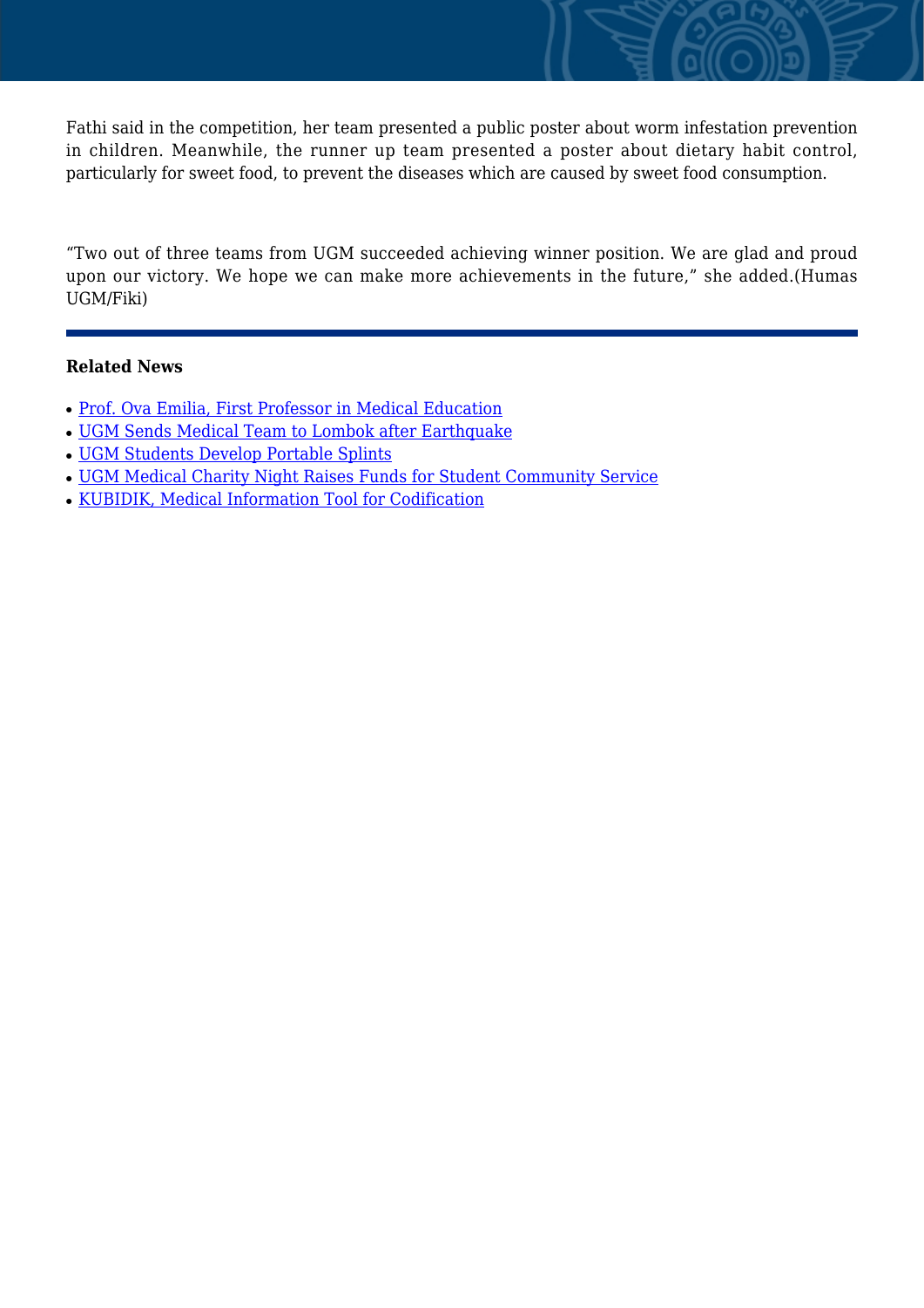Fathi said in the competition, her team presented a public poster about worm infestation prevention in children. Meanwhile, the runner up team presented a poster about dietary habit control, particularly for sweet food, to prevent the diseases which are caused by sweet food consumption.

“Two out of three teams from UGM succeeded achieving winner position. We are glad and proud upon our victory. We hope we can make more achievements in the future,” she added.(Humas UGM/Fiki)

---

**Related News**

- Prof. Ova Emilia, First Professor in Medical Education
- UGM Sends Medical Team to Lombok after Earthquake
- UGM Students Develop Portable Splints
- UGM Medical Charity Night Raises Funds for Student Community Service
- KUBIDIK, Medical Information Tool for Codification